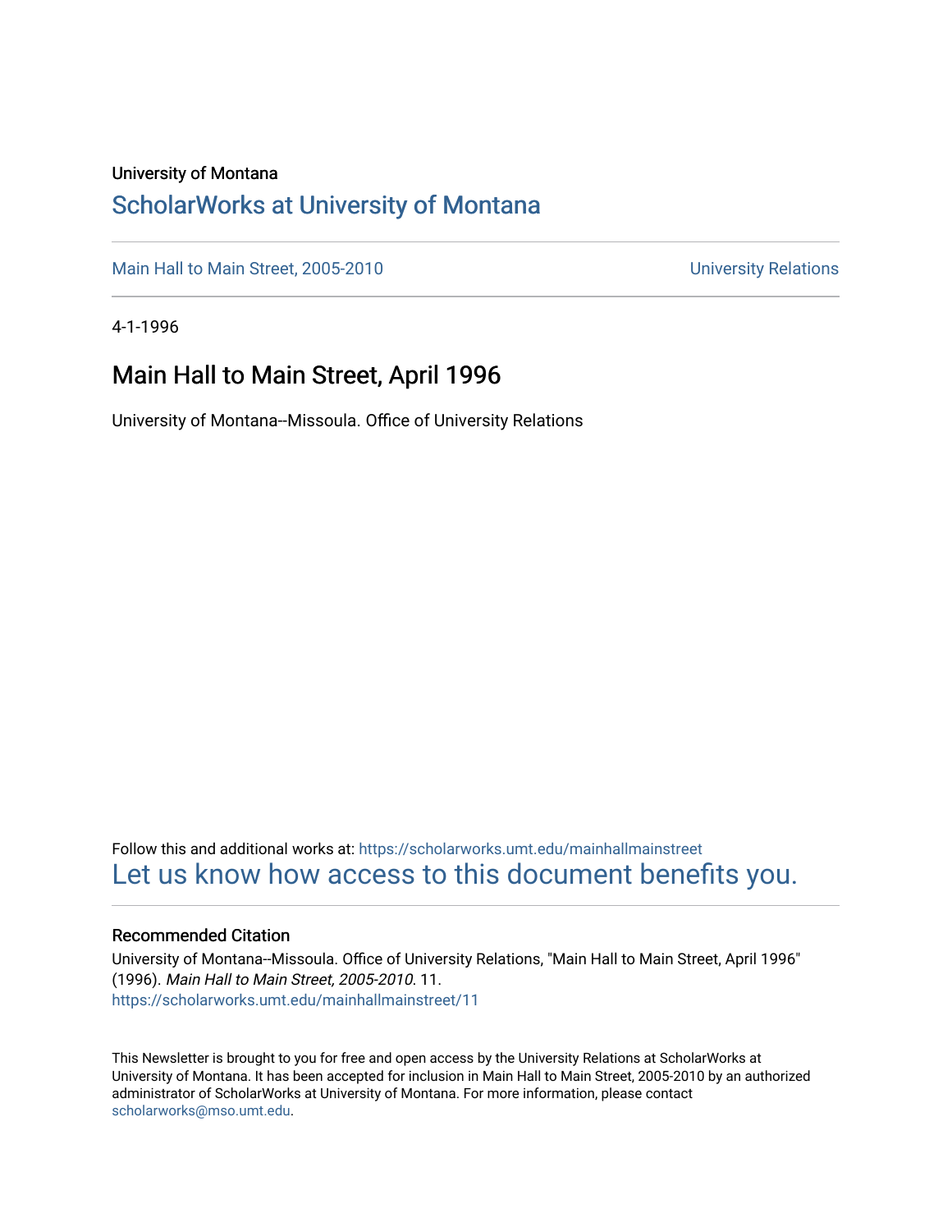University of Montana

# ScholarWorks at University of Montana

Main Hall to Main Street, 2005-2010 | University Relations

4-1-1996

## Main Hall to Main Street, April 1996

University of Montana--Missoula. Office of University Relations

Follow this and additional works at: https://scholarworks.umt.edu/mainhallmainstreet

Let us know how access to this document benefits you.

### Recommended Citation

University of Montana--Missoula. Office of University Relations, "Main Hall to Main Street, April 1996" (1996). *Main Hall to Main Street, 2005-2010*. 11.
https://scholarworks.umt.edu/mainhallmainstreet/11

This Newsletter is brought to you for free and open access by the University Relations at ScholarWorks at University of Montana. It has been accepted for inclusion in Main Hall to Main Street, 2005-2010 by an authorized administrator of ScholarWorks at University of Montana. For more information, please contact scholarworks@mso.umt.edu.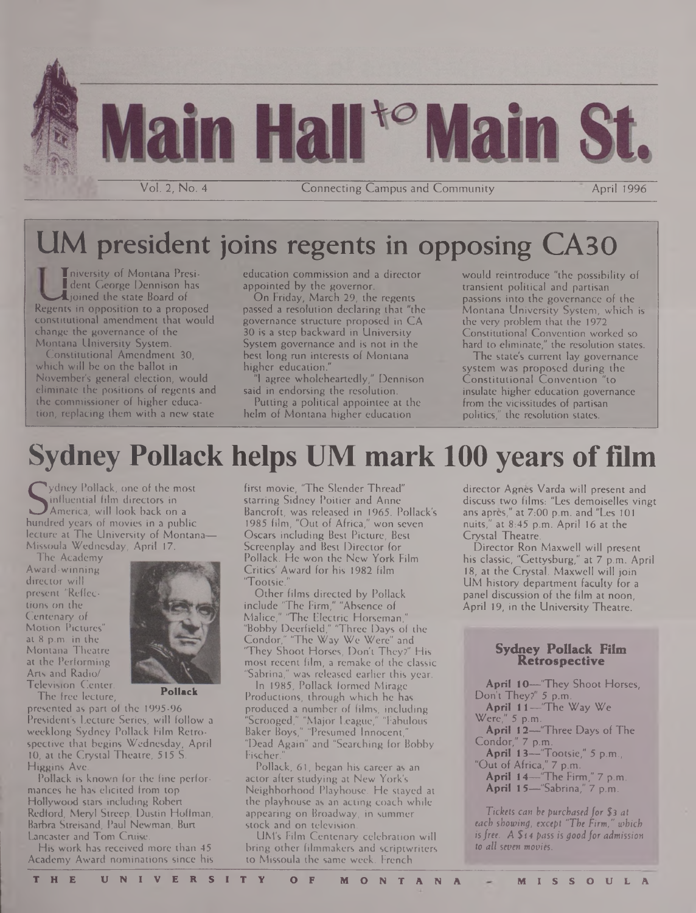# Main Hall to Main St.

Vol. 2, No. 4 — Connecting Campus and Community — April 1996

## UM president joins regents in opposing CA30

University of Montana President George Dennison has joined the state Board of Regents in opposition to a proposed constitutional amendment that would change the governance of the Montana University System.

Constitutional Amendment 30, which will be on the ballot in November's general election, would eliminate the positions of regents and the commissioner of higher education, replacing them with a new state education commission and a director appointed by the governor.

On Friday, March 29, the regents passed a resolution declaring that "the governance structure proposed in CA 30 is a step backward in University System governance and is not in the best long run interests of Montana higher education."

"I agree wholeheartedly," Dennison said in endorsing the resolution.

Putting a political appointee at the helm of Montana higher education would reintroduce "the possibility of transient political and partisan passions into the governance of the Montana University System, which is the very problem that the 1972 Constitutional Convention worked so hard to eliminate," the resolution states.

The state's current lay governance system was proposed during the Constitutional Convention "to insulate higher education governance from the vicissitudes of partisan politics," the resolution states.

## Sydney Pollack helps UM mark 100 years of film

Sydney Pollack, one of the most influential film directors in America, will look back on a hundred years of movies in a public lecture at The University of Montana—Missoula Wednesday, April 17.

The Academy Award-winning director will present "Reflections on the Centenary of Motion Pictures" at 8 p.m. in the Montana Theatre at the Performing Arts and Radio/Television Center.

**Pollack**

The free lecture, presented as part of the 1995-96 President's Lecture Series, will follow a weeklong Sydney Pollack Film Retrospective that begins Wednesday, April 10, at the Crystal Theatre, 515 S. Higgins Ave.

Pollack is known for the fine performances he has elicited from top Hollywood stars including Robert Redford, Meryl Streep, Dustin Hoffman, Barbra Streisand, Paul Newman, Burt Lancaster and Tom Cruise.

His work has received more than 45 Academy Award nominations since his first movie, "The Slender Thread" starring Sidney Poitier and Anne Bancroft, was released in 1965. Pollack's 1985 film, "Out of Africa," won seven Oscars including Best Picture, Best Screenplay and Best Director for Pollack. He won the New York Film Critics' Award for his 1982 film "Tootsie."

Other films directed by Pollack include "The Firm," "Absence of Malice," "The Electric Horseman," "Bobby Deerfield," "Three Days of the Condor," "The Way We Were" and "They Shoot Horses, Don't They?" His most recent film, a remake of the classic "Sabrina," was released earlier this year.

In 1985, Pollack formed Mirage Productions, through which he has produced a number of films, including "Scrooged," "Major League," "Fabulous Baker Boys," "Presumed Innocent," "Dead Again" and "Searching for Bobby Fischer."

Pollack, 61, began his career as an actor after studying at New York's Neighborhood Playhouse. He stayed at the playhouse as an acting coach while appearing on Broadway, in summer stock and on television.

UM's Film Centenary celebration will bring other filmmakers and scriptwriters to Missoula the same week. French director Agnès Varda will present and discuss two films: "Les demoiselles vingt ans après," at 7:00 p.m. and "Les 101 nuits," at 8:45 p.m. April 16 at the Crystal Theatre.

Director Ron Maxwell will present his classic, "Gettysburg," at 7 p.m. April 18, at the Crystal. Maxwell will join UM history department faculty for a panel discussion of the film at noon, April 19, in the University Theatre.

### Sydney Pollack Film Retrospective

**April 10**—"They Shoot Horses, Don't They?" 5 p.m.
**April 11**—"The Way We Were," 5 p.m.
**April 12**—"Three Days of The Condor," 7 p.m.
**April 13**—"Tootsie," 5 p.m., "Out of Africa," 7 p.m.
**April 14**—"The Firm," 7 p.m.
**April 15**—"Sabrina," 7 p.m.

*Tickets can be purchased for $3 at each showing, except "The Firm," which is free. A $14 pass is good for admission to all seven movies.*

THE UNIVERSITY OF MONTANA - MISSOULA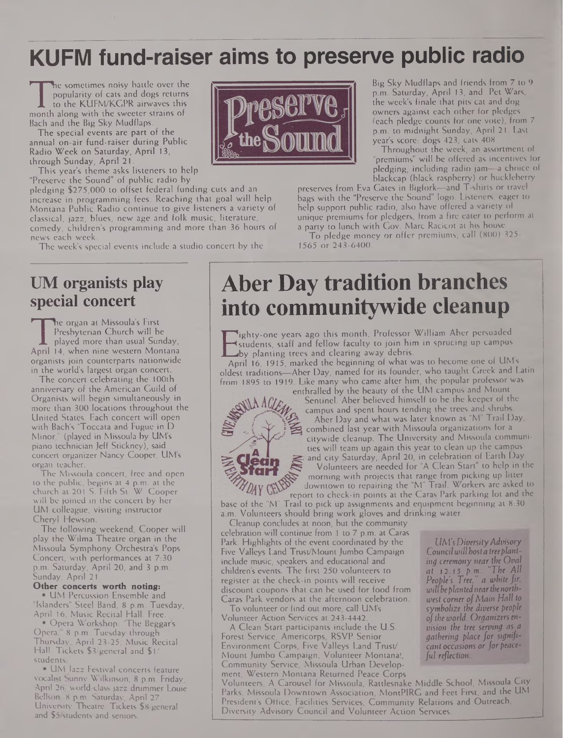# KUFM fund-raiser aims to preserve public radio

The sometimes noisy battle over the popularity of cats and dogs returns to the KUFM/KGPR airwaves this month along with the sweeter strains of Bach and the Big Sky Mudflaps.

The special events are part of the annual on-air fund-raiser during Public Radio Week on Saturday, April 13, through Sunday, April 21.

This year's theme asks listeners to help "Preserve the Sound" of public radio by pledging $275,000 to offset federal funding cuts and an increase in programming fees. Reaching that goal will help Montana Public Radio continue to give listeners a variety of classical, jazz, blues, new age and folk music, literature, comedy, children's programming and more than 36 hours of news each week.

The week's special events include a studio concert by the Big Sky Mudflaps and friends from 7 to 9 p.m. Saturday, April 13, and Pet Wars, the week's finale that pits cat and dog owners against each other for pledges (each pledge counts for one vote), from 7 p.m. to midnight Sunday, April 21. Last year's score: dogs 423, cats 408.

Throughout the week, an assortment of "premiums" will be offered as incentives for pledging, including radio jam—a choice of blackcap (black raspberry) or huckleberry preserves from Eva Gates in Bigfork—and T-shirts or travel bags with the "Preserve the Sound" logo. Listeners, eager to help support public radio, also have offered a variety of unique premiums for pledgers, from a fire eater to perform at a party to lunch with Gov. Marc Racicot at his house.

To pledge money or offer premiums, call (800) 325-1565 or 243-6400.

## UM organists play special concert

The organ at Missoula's First Presbyterian Church will be played more than usual Sunday, April 14, when nine western Montana organists join counterparts nationwide in the world's largest organ concert.

The concert celebrating the 100th anniversary of the American Guild of Organists will begin simultaneously in more than 300 locations throughout the United States. Each concert will open with Bach's "Toccata and Fugue in D Minor," (played in Missoula by UM's piano technician Jeff Stickney), said concert organizer Nancy Cooper, UM's organ teacher.

The Missoula concert, free and open to the public, begins at 4 p.m. at the church at 201 S. Fifth St. W. Cooper will be joined in the concert by her UM colleague, visiting instructor Cheryl Hewson.

The following weekend, Cooper will play the Wilma Theatre organ in the Missoula Symphony Orchestra's Pops Concert, with performances at 7:30 p.m. Saturday, April 20, and 3 p.m. Sunday, April 21.

**Other concerts worth noting:**

- UM Percussion Ensemble and "Islanders" Steel Band, 8 p.m. Tuesday, April 16, Music Recital Hall. Free.
- Opera Workshop: "The Beggar's Opera," 8 p.m. Tuesday through Thursday, April 23-25, Music Recital Hall. Tickets $3/general and $1/students.
- UM Jazz Festival concerts feature vocalist Sunny Wilkinson, 8 p.m. Friday, April 26; world-class jazz drummer Louie Bellson, 8 p.m. Saturday, April 27. University Theatre. Tickets $8/general and $5/students and seniors.

# Aber Day tradition branches into communitywide cleanup

Eighty-one years ago this month, Professor William Aber persuaded students, staff and fellow faculty to join him in sprucing up campus by planting trees and clearing away debris.

April 16, 1915, marked the beginning of what was to become one of UM's oldest traditions—Aber Day, named for its founder, who taught Greek and Latin from 1895 to 1919. Like many who came after him, the popular professor was enthralled by the beauty of the UM campus and Mount Sentinel. Aber believed himself to be the keeper of the campus and spent hours tending the trees and shrubs.

Aber Day and what was later known as "M" Trail Day, combined last year with Missoula organizations for a citywide cleanup. The University and Missoula communities will team up again this year to clean up the campus and city Saturday, April 20, in celebration of Earth Day.

Volunteers are needed for "A Clean Start" to help in the morning with projects that range from picking up litter downtown to repairing the "M" Trail. Workers are asked to report to check-in points at the Caras Park parking lot and the base of the "M" Trail to pick up assignments and equipment beginning at 8:30 a.m. Volunteers should bring work gloves and drinking water.

Cleanup concludes at noon, but the community celebration will continue from 1 to 7 p.m. at Caras Park. Highlights of the event coordinated by the Five Valleys Land Trust/Mount Jumbo Campaign include music, speakers and educational and children's events. The first 250 volunteers to register at the check-in points will receive discount coupons that can be used for food from Caras Park vendors at the afternoon celebration.

To volunteer or find out more, call UM's Volunteer Action Services at 243-4442.

A Clean Start participants include the U.S. Forest Service, Americorps, RSVP Senior Environment Corps, Five Valleys Land Trust/Mount Jumbo Campaign, Volunteer Montana!, Community Service, Missoula Urban Development, Western Montana Returned Peace Corps Volunteers, A Carousel for Missoula, Rattlesnake Middle School, Missoula City Parks, Missoula Downtown Association, MontPIRG and Feet First, and the UM President's Office, Facilities Services, Community Relations and Outreach, Diversity Advisory Council and Volunteer Action Services.

*UM's Diversity Advisory Council will host a tree planting ceremony near the Oval at 12:15 p.m. "The All People's Tree," a white fir, will be planted near the northwest corner of Main Hall to symbolize the diverse people of the world. Organizers envision the tree serving as a gathering place for significant occasions or for peaceful reflection.*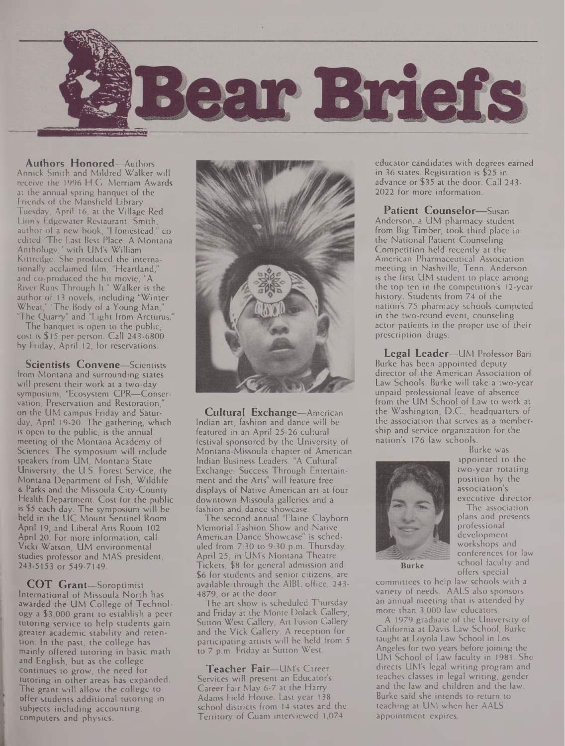# Bear Briefs

**Authors Honored**—Authors Annick Smith and Mildred Walker will receive the 1996 H.G. Merriam Awards at the annual spring banquet of the Friends of the Mansfield Library Tuesday, April 16, at the Village Red Lion's Edgewater Restaurant. Smith, author of a new book, "Homestead," co-edited "The Last Best Place: A Montana Anthology," with UM's William Kittredge. She produced the internationally acclaimed film, "Heartland," and co-produced the hit movie, "A River Runs Through It." Walker is the author of 13 novels, including "Winter Wheat," "The Body of a Young Man," "The Quarry" and "Light from Arcturus."

The banquet is open to the public; cost is $15 per person. Call 243-6800 by Friday, April 12, for reservations.

**Scientists Convene**—Scientists from Montana and surrounding states will present their work at a two-day symposium, "Ecosystem CPR—Conservation, Preservation and Restoration," on the UM campus Friday and Saturday, April 19-20. The gathering, which is open to the public, is the annual meeting of the Montana Academy of Sciences. The symposium will include speakers from UM, Montana State University, the U.S. Forest Service, the Montana Department of Fish, Wildlife & Parks and the Missoula City-County Health Department. Cost for the public is $5 each day. The symposium will be held in the UC Mount Sentinel Room April 19, and Liberal Arts Room 102 April 20. For more information, call Vicki Watson, UM environmental studies professor and MAS president, 243-5153 or 549-7149.

**COT Grant**—Soroptimist International of Missoula North has awarded the UM College of Technology a $3,000 grant to establish a peer tutoring service to help students gain greater academic stability and retention. In the past, the college has mainly offered tutoring in basic math and English, but as the college continues to grow, the need for tutoring in other areas has expanded. The grant will allow the college to offer students additional tutoring in subjects including accounting, computers and physics.

**Cultural Exchange**—American Indian art, fashion and dance will be featured in an April 25-26 cultural festival sponsored by the University of Montana-Missoula chapter of American Indian Business Leaders. "A Cultural Exchange: Success Through Entertainment and the Arts" will feature free displays of Native American art at four downtown Missoula galleries and a fashion and dance showcase.

The second annual "Elaine Clayborn Memorial Fashion Show and Native American Dance Showcase" is scheduled from 7:30 to 9:30 p.m. Thursday, April 25, in UM's Montana Theatre. Tickets, $8 for general admission and $6 for students and senior citizens, are available through the AIBL office, 243-4879, or at the door.

The art show is scheduled Thursday and Friday at the Monte Dolack Gallery, Sutton West Gallery, Art Fusion Gallery and the Vick Gallery. A reception for participating artists will be held from 5 to 7 p.m. Friday at Sutton West.

**Teacher Fair**—UM's Career Services will present an Educator's Career Fair May 6-7 at the Harry Adams Field House. Last year 138 school districts from 14 states and the Territory of Guam interviewed 1,074 educator candidates with degrees earned in 36 states. Registration is $25 in advance or $35 at the door. Call 243-2022 for more information.

**Patient Counselor**—Susan Anderson, a UM pharmacy student from Big Timber, took third place in the National Patient Counseling Competition held recently at the American Pharmaceutical Association meeting in Nashville, Tenn. Anderson is the first UM student to place among the top ten in the competition's 12-year history. Students from 74 of the nation's 75 pharmacy schools competed in the two-round event, counseling actor-patients in the proper use of their prescription drugs.

**Legal Leader**—UM Professor Bari Burke has been appointed deputy director of the American Association of Law Schools. Burke will take a two-year unpaid professional leave of absence from the UM School of Law to work at the Washington, D.C., headquarters of the association that serves as a membership and service organization for the nation's 176 law schools.

Burke

Burke was appointed to the two-year rotating position by the association's executive director.

The association plans and presents professional development workshops and conferences for law school faculty and offers special committees to help law schools with a variety of needs. AALS also sponsors an annual meeting that is attended by more than 3,000 law educators.

A 1979 graduate of the University of California at Davis Law School, Burke taught at Loyola Law School in Los Angeles for two years before joining the UM School of Law faculty in 1981. She directs UM's legal writing program and teaches classes in legal writing, gender and the law and children and the law. Burke said she intends to return to teaching at UM when her AALS appointment expires.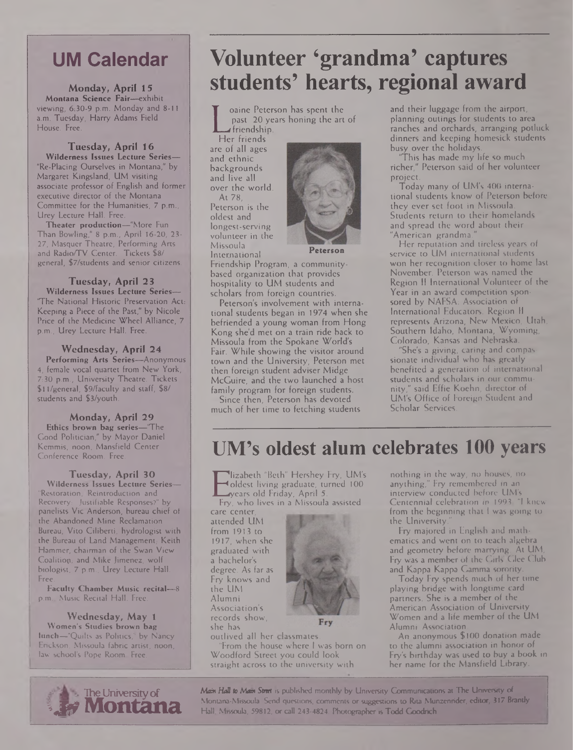## UM Calendar

**Monday, April 15**

**Montana Science Fair**—exhibit viewing, 6:30-9 p.m. Monday and 8-11 a.m. Tuesday, Harry Adams Field House. Free.

**Tuesday, April 16**

**Wilderness Issues Lecture Series**—"Re-Placing Ourselves in Montana," by Margaret Kingsland, UM visiting associate professor of English and former executive director of the Montana Committee for the Humanities, 7 p.m., Urey Lecture Hall. Free.

**Theater production**—"More Fun Than Bowling," 8 p.m., April 16-20, 23-27, Masquer Theatre, Performing Arts and Radio/TV Center. Tickets $8/general, $7/students and senior citizens.

**Tuesday, April 23**

**Wilderness Issues Lecture Series**—"The National Historic Preservation Act: Keeping a Piece of the Past," by Nicole Price of the Medicine Wheel Alliance, 7 p.m., Urey Lecture Hall. Free.

**Wednesday, April 24**

**Performing Arts Series**—Anonymous 4, female vocal quartet from New York, 7:30 p.m., University Theatre. Tickets $11/general, $9/faculty and staff, $8/students and $3/youth.

**Monday, April 29**

**Ethics brown bag series**—"The Good Politician," by Mayor Daniel Kemmis, noon, Mansfield Center Conference Room. Free.

**Tuesday, April 30**

**Wilderness Issues Lecture Series**—"Restoration, Reintroduction and Recovery: Justifiable Responses?" by panelists Vic Anderson, bureau chief of the Abandoned Mine Reclamation Bureau; Vito Ciliberti, hydrologist with the Bureau of Land Management; Keith Hammer, chairman of the Swan View Coalition; and Mike Jimenez, wolf biologist, 7 p.m., Urey Lecture Hall. Free.

**Faculty Chamber Music recital**—8 p.m., Music Recital Hall. Free.

**Wednesday, May 1**

**Women's Studies brown bag lunch**—"Quilts as Politics," by Nancy Erickson, Missoula fabric artist, noon, law school's Pope Room. Free.

# Volunteer 'grandma' captures students' hearts, regional award

Loaine Peterson has spent the past 20 years honing the art of friendship.

Her friends are of all ages and ethnic backgrounds and live all over the world.

At 78, Peterson is the oldest and longest-serving volunteer in the Missoula International Friendship Program, a community-based organization that provides hospitality to UM students and scholars from foreign countries.

**Peterson**

Peterson's involvement with international students began in 1974 when she befriended a young woman from Hong Kong she'd met on a train ride back to Missoula from the Spokane World's Fair. While showing the visitor around town and the University, Peterson met then foreign student adviser Midge McGuire, and the two launched a host family program for foreign students.

Since then, Peterson has devoted much of her time to fetching students and their luggage from the airport, planning outings for students to area ranches and orchards, arranging potluck dinners and keeping homesick students busy over the holidays.

"This has made my life so much richer," Peterson said of her volunteer project.

Today many of UM's 400 international students know of Peterson before they ever set foot in Missoula. Students return to their homelands and spread the word about their "American grandma."

Her reputation and tireless years of service to UM international students won her recognition closer to home last November. Peterson was named the Region II International Volunteer of the Year in an award competition sponsored by NAFSA: Association of International Educators. Region II represents Arizona, New Mexico, Utah, Southern Idaho, Montana, Wyoming, Colorado, Kansas and Nebraska.

"She's a giving, caring and compassionate individual who has greatly benefited a generation of international students and scholars in our community," said Effie Koehn, director of UM's Office of Foreign Student and Scholar Services.

# UM's oldest alum celebrates 100 years

Elizabeth "Beth" Hershey Fry, UM's oldest living graduate, turned 100 years old Friday, April 5.

Fry, who lives in a Missoula assisted care center, attended UM from 1913 to 1917, when she graduated with a bachelor's degree. As far as Fry knows and the UM Alumni Association's records show, she has outlived all her classmates.

**Fry**

"From the house where I was born on Woodford Street you could look straight across to the university with nothing in the way, no houses, no anything," Fry remembered in an interview conducted before UM's Centennial celebration in 1993. "I knew from the beginning that I was going to the University."

Fry majored in English and mathematics and went on to teach algebra and geometry before marrying. At UM, Fry was a member of the Girls' Glee Club and Kappa Kappa Gamma sorority.

Today Fry spends much of her time playing bridge with longtime card partners. She is a member of the American Association of University Women and a life member of the UM Alumni Association.

An anonymous $100 donation made to the alumni association in honor of Fry's birthday was used to buy a book in her name for the Mansfield Library.

The University of Montana

*Main Hall to Main Street* is published monthly by University Communications at The University of Montana-Missoula. Send questions, comments or suggestions to Rita Munzenrider, editor, 317 Brantly Hall, Missoula, 59812, or call 243-4824. Photographer is Todd Goodrich.